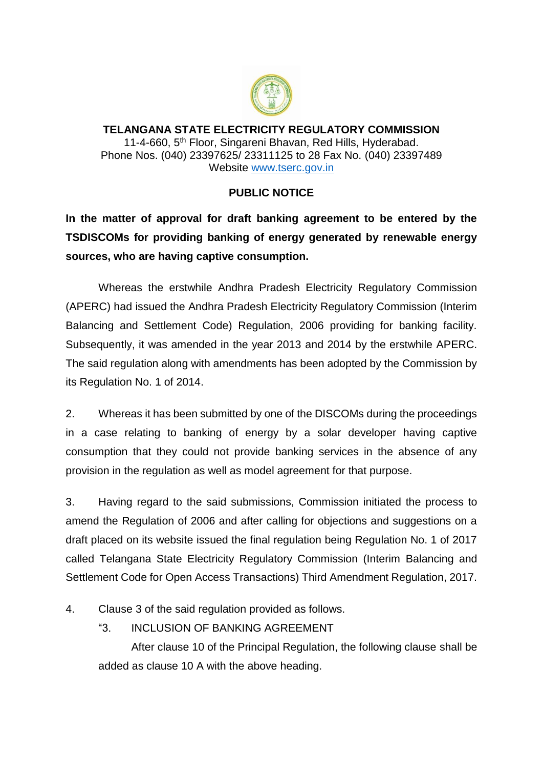**TELANGANA STATE ELECTRICITY REGULATORY COMMISSION**

11-4-660, 5th Floor, Singareni Bhavan, Red Hills, Hyderabad.
Phone Nos. (040) 23397625/ 23311125 to 28 Fax No. (040) 23397489
Website www.tserc.gov.in

## PUBLIC NOTICE

**In the matter of approval for draft banking agreement to be entered by the TSDISCOMs for providing banking of energy generated by renewable energy sources, who are having captive consumption.**

Whereas the erstwhile Andhra Pradesh Electricity Regulatory Commission (APERC) had issued the Andhra Pradesh Electricity Regulatory Commission (Interim Balancing and Settlement Code) Regulation, 2006 providing for banking facility. Subsequently, it was amended in the year 2013 and 2014 by the erstwhile APERC. The said regulation along with amendments has been adopted by the Commission by its Regulation No. 1 of 2014.

2. Whereas it has been submitted by one of the DISCOMs during the proceedings in a case relating to banking of energy by a solar developer having captive consumption that they could not provide banking services in the absence of any provision in the regulation as well as model agreement for that purpose.

3. Having regard to the said submissions, Commission initiated the process to amend the Regulation of 2006 and after calling for objections and suggestions on a draft placed on its website issued the final regulation being Regulation No. 1 of 2017 called Telangana State Electricity Regulatory Commission (Interim Balancing and Settlement Code for Open Access Transactions) Third Amendment Regulation, 2017.

4. Clause 3 of the said regulation provided as follows.

"3. INCLUSION OF BANKING AGREEMENT

After clause 10 of the Principal Regulation, the following clause shall be added as clause 10 A with the above heading.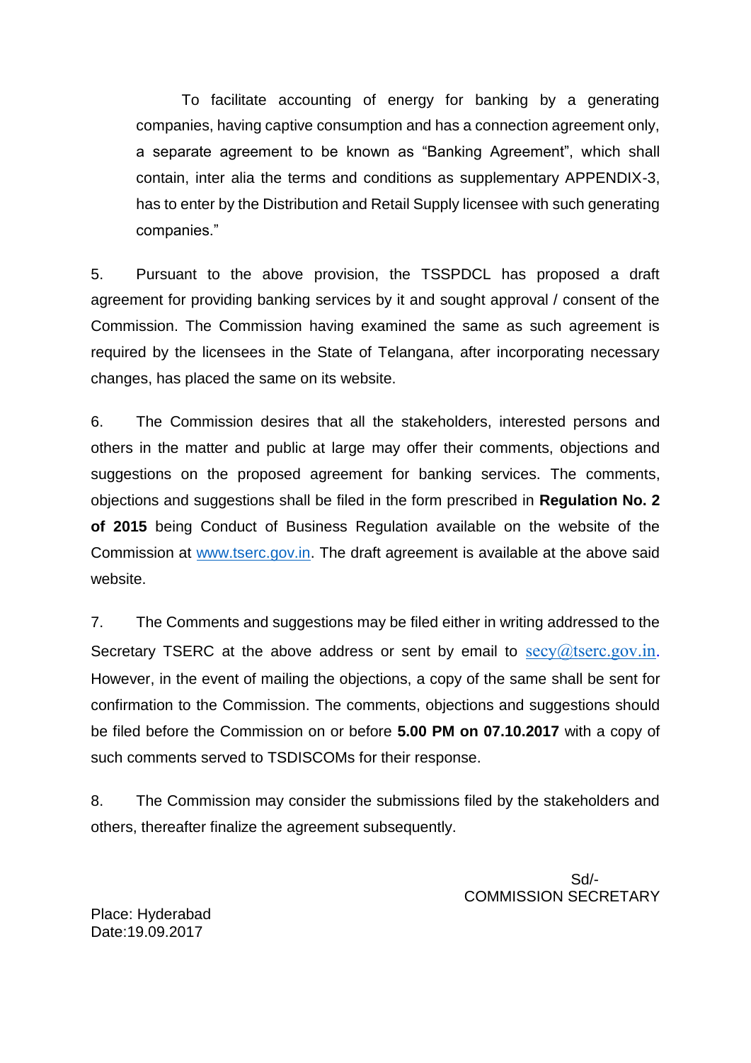To facilitate accounting of energy for banking by a generating companies, having captive consumption and has a connection agreement only, a separate agreement to be known as "Banking Agreement", which shall contain, inter alia the terms and conditions as supplementary APPENDIX-3, has to enter by the Distribution and Retail Supply licensee with such generating companies."

5. Pursuant to the above provision, the TSSPDCL has proposed a draft agreement for providing banking services by it and sought approval / consent of the Commission. The Commission having examined the same as such agreement is required by the licensees in the State of Telangana, after incorporating necessary changes, has placed the same on its website.

6. The Commission desires that all the stakeholders, interested persons and others in the matter and public at large may offer their comments, objections and suggestions on the proposed agreement for banking services. The comments, objections and suggestions shall be filed in the form prescribed in **Regulation No. 2 of 2015** being Conduct of Business Regulation available on the website of the Commission at www.tserc.gov.in. The draft agreement is available at the above said website.

7. The Comments and suggestions may be filed either in writing addressed to the Secretary TSERC at the above address or sent by email to secy@tserc.gov.in. However, in the event of mailing the objections, a copy of the same shall be sent for confirmation to the Commission. The comments, objections and suggestions should be filed before the Commission on or before **5.00 PM on 07.10.2017** with a copy of such comments served to TSDISCOMs for their response.

8. The Commission may consider the submissions filed by the stakeholders and others, thereafter finalize the agreement subsequently.

Sd/-
COMMISSION SECRETARY

Place: Hyderabad
Date:19.09.2017